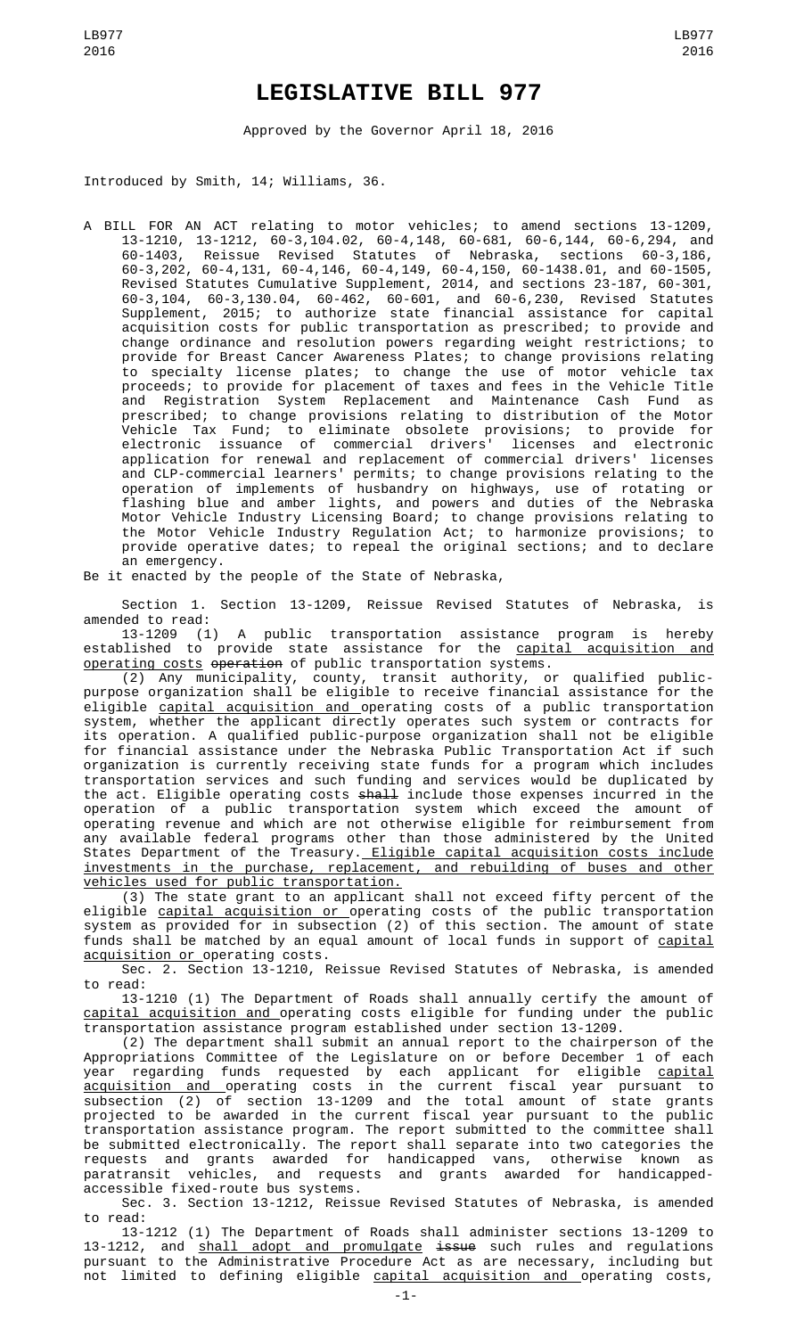# LEGISLATIVE BILL 977

Approved by the Governor April 18, 2016

Introduced by Smith, 14; Williams, 36.

A BILL FOR AN ACT relating to motor vehicles; to amend sections 13-1209, 13-1210, 13-1212, 60-3,104.02, 60-4,148, 60-681, 60-6,144, 60-6,294, and 60-1403, Reissue Revised Statutes of Nebraska, sections 60-3,186, 60-3,202, 60-4,131, 60-4,146, 60-4,149, 60-4,150, 60-1438.01, and 60-1505, Revised Statutes Cumulative Supplement, 2014, and sections 23-187, 60-301, 60-3,104, 60-3,130.04, 60-462, 60-601, and 60-6,230, Revised Statutes Supplement, 2015; to authorize state financial assistance for capital acquisition costs for public transportation as prescribed; to provide and change ordinance and resolution powers regarding weight restrictions; to provide for Breast Cancer Awareness Plates; to change provisions relating to specialty license plates; to change the use of motor vehicle tax proceeds; to provide for placement of taxes and fees in the Vehicle Title and Registration System Replacement and Maintenance Cash Fund as prescribed; to change provisions relating to distribution of the Motor Vehicle Tax Fund; to eliminate obsolete provisions; to provide for electronic issuance of commercial drivers' licenses and electronic application for renewal and replacement of commercial drivers' licenses and CLP-commercial learners' permits; to change provisions relating to the operation of implements of husbandry on highways, use of rotating or flashing blue and amber lights, and powers and duties of the Nebraska Motor Vehicle Industry Licensing Board; to change provisions relating to the Motor Vehicle Industry Regulation Act; to harmonize provisions; to provide operative dates; to repeal the original sections; and to declare an emergency.

Be it enacted by the people of the State of Nebraska,

Section 1. Section 13-1209, Reissue Revised Statutes of Nebraska, is amended to read:

13-1209 (1) A public transportation assistance program is hereby established to provide state assistance for the capital acquisition and operating costs ~~operation~~ of public transportation systems.

(2) Any municipality, county, transit authority, or qualified public-purpose organization shall be eligible to receive financial assistance for the eligible capital acquisition and operating costs of a public transportation system, whether the applicant directly operates such system or contracts for its operation. A qualified public-purpose organization shall not be eligible for financial assistance under the Nebraska Public Transportation Act if such organization is currently receiving state funds for a program which includes transportation services and such funding and services would be duplicated by the act. Eligible operating costs ~~shall~~ include those expenses incurred in the operation of a public transportation system which exceed the amount of operating revenue and which are not otherwise eligible for reimbursement from any available federal programs other than those administered by the United States Department of the Treasury. Eligible capital acquisition costs include investments in the purchase, replacement, and rebuilding of buses and other vehicles used for public transportation.

(3) The state grant to an applicant shall not exceed fifty percent of the eligible capital acquisition or operating costs of the public transportation system as provided for in subsection (2) of this section. The amount of state funds shall be matched by an equal amount of local funds in support of capital acquisition or operating costs.

Sec. 2. Section 13-1210, Reissue Revised Statutes of Nebraska, is amended to read:

13-1210 (1) The Department of Roads shall annually certify the amount of capital acquisition and operating costs eligible for funding under the public transportation assistance program established under section 13-1209.

(2) The department shall submit an annual report to the chairperson of the Appropriations Committee of the Legislature on or before December 1 of each year regarding funds requested by each applicant for eligible capital acquisition and operating costs in the current fiscal year pursuant to subsection (2) of section 13-1209 and the total amount of state grants projected to be awarded in the current fiscal year pursuant to the public transportation assistance program. The report submitted to the committee shall be submitted electronically. The report shall separate into two categories the requests and grants awarded for handicapped vans, otherwise known as paratransit vehicles, and requests and grants awarded for handicapped-accessible fixed-route bus systems.

Sec. 3. Section 13-1212, Reissue Revised Statutes of Nebraska, is amended to read:

13-1212 (1) The Department of Roads shall administer sections 13-1209 to 13-1212, and shall adopt and promulgate ~~issue~~ such rules and regulations pursuant to the Administrative Procedure Act as are necessary, including but not limited to defining eligible capital acquisition and operating costs,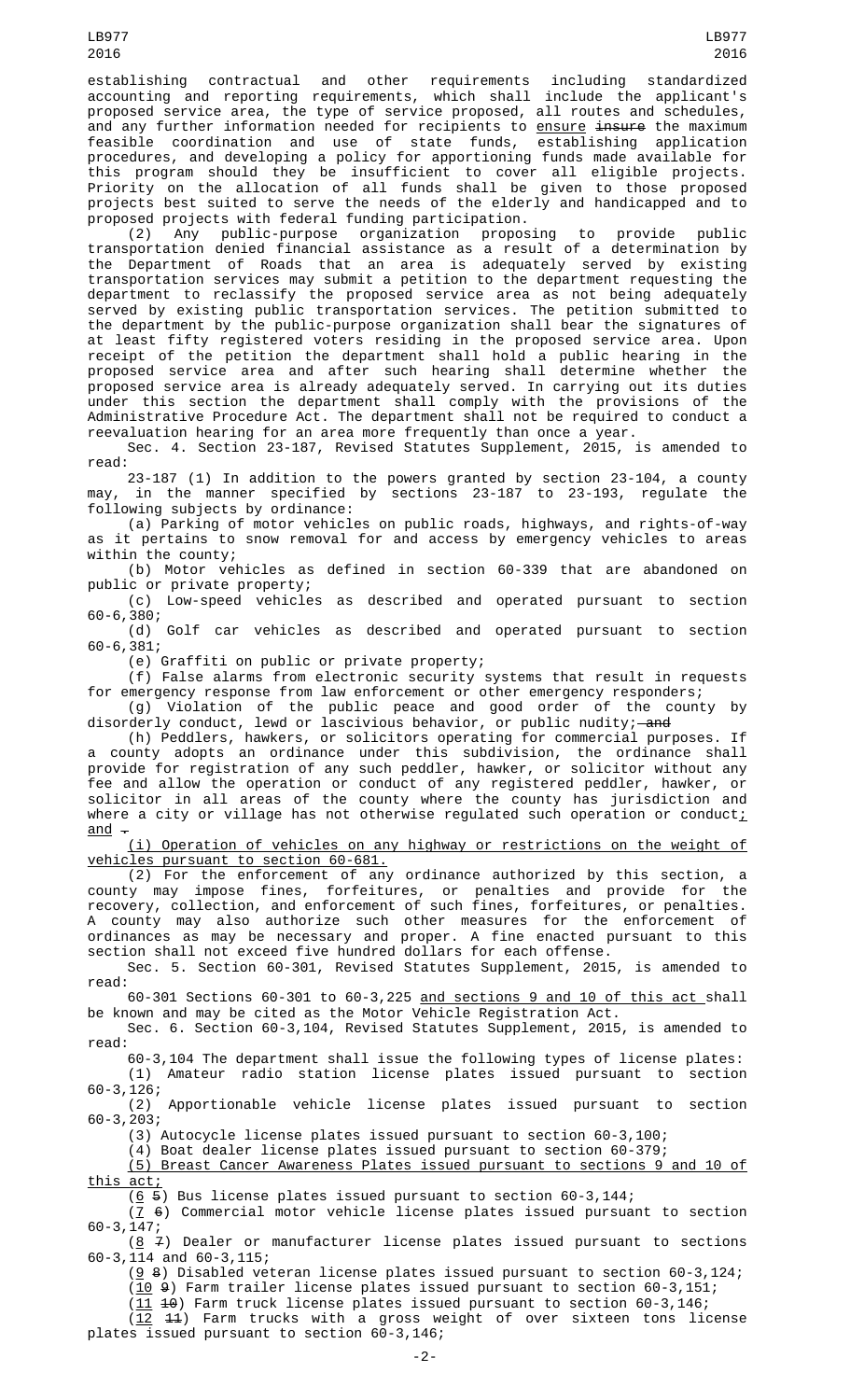establishing contractual and other requirements including standardized accounting and reporting requirements, which shall include the applicant's proposed service area, the type of service proposed, all routes and schedules, and any further information needed for recipients to ensure ~~insure~~ the maximum feasible coordination and use of state funds, establishing application procedures, and developing a policy for apportioning funds made available for this program should they be insufficient to cover all eligible projects. Priority on the allocation of all funds shall be given to those proposed projects best suited to serve the needs of the elderly and handicapped and to proposed projects with federal funding participation.

(2) Any public-purpose organization proposing to provide public transportation denied financial assistance as a result of a determination by the Department of Roads that an area is adequately served by existing transportation services may submit a petition to the department requesting the department to reclassify the proposed service area as not being adequately served by existing public transportation services. The petition submitted to the department by the public-purpose organization shall bear the signatures of at least fifty registered voters residing in the proposed service area. Upon receipt of the petition the department shall hold a public hearing in the proposed service area and after such hearing shall determine whether the proposed service area is already adequately served. In carrying out its duties under this section the department shall comply with the provisions of the Administrative Procedure Act. The department shall not be required to conduct a reevaluation hearing for an area more frequently than once a year.

Sec. 4. Section 23-187, Revised Statutes Supplement, 2015, is amended to read:

23-187 (1) In addition to the powers granted by section 23-104, a county may, in the manner specified by sections 23-187 to 23-193, regulate the following subjects by ordinance:

(a) Parking of motor vehicles on public roads, highways, and rights-of-way as it pertains to snow removal for and access by emergency vehicles to areas within the county;

(b) Motor vehicles as defined in section 60-339 that are abandoned on public or private property;

(c) Low-speed vehicles as described and operated pursuant to section 60-6,380;

(d) Golf car vehicles as described and operated pursuant to section 60-6,381;

(e) Graffiti on public or private property;

(f) False alarms from electronic security systems that result in requests for emergency response from law enforcement or other emergency responders;

(g) Violation of the public peace and good order of the county by disorderly conduct, lewd or lascivious behavior, or public nudity; ~~and~~

(h) Peddlers, hawkers, or solicitors operating for commercial purposes. If a county adopts an ordinance under this subdivision, the ordinance shall provide for registration of any such peddler, hawker, or solicitor without any fee and allow the operation or conduct of any registered peddler, hawker, or solicitor in all areas of the county where the county has jurisdiction and where a city or village has not otherwise regulated such operation or conduct; and ~~.~~

(i) Operation of vehicles on any highway or restrictions on the weight of vehicles pursuant to section 60-681.

(2) For the enforcement of any ordinance authorized by this section, a county may impose fines, forfeitures, or penalties and provide for the recovery, collection, and enforcement of such fines, forfeitures, or penalties. A county may also authorize such other measures for the enforcement of ordinances as may be necessary and proper. A fine enacted pursuant to this section shall not exceed five hundred dollars for each offense.

Sec. 5. Section 60-301, Revised Statutes Supplement, 2015, is amended to read:

60-301 Sections 60-301 to 60-3,225 and sections 9 and 10 of this act shall be known and may be cited as the Motor Vehicle Registration Act.

Sec. 6. Section 60-3,104, Revised Statutes Supplement, 2015, is amended to read:

60-3,104 The department shall issue the following types of license plates:

(1) Amateur radio station license plates issued pursuant to section 60-3,126;

(2) Apportionable vehicle license plates issued pursuant to section 60-3,203;

(3) Autocycle license plates issued pursuant to section 60-3,100;

(4) Boat dealer license plates issued pursuant to section 60-379;

(5) Breast Cancer Awareness Plates issued pursuant to sections 9 and 10 of this act;

(6 ~~5~~) Bus license plates issued pursuant to section 60-3,144;

(7 ~~6~~) Commercial motor vehicle license plates issued pursuant to section 60-3,147;

(8 ~~7~~) Dealer or manufacturer license plates issued pursuant to sections 60-3,114 and 60-3,115;

(9 ~~8~~) Disabled veteran license plates issued pursuant to section 60-3,124;

(10 ~~9~~) Farm trailer license plates issued pursuant to section 60-3,151;

(11 ~~10~~) Farm truck license plates issued pursuant to section 60-3,146;

(12 ~~11~~) Farm trucks with a gross weight of over sixteen tons license plates issued pursuant to section 60-3,146;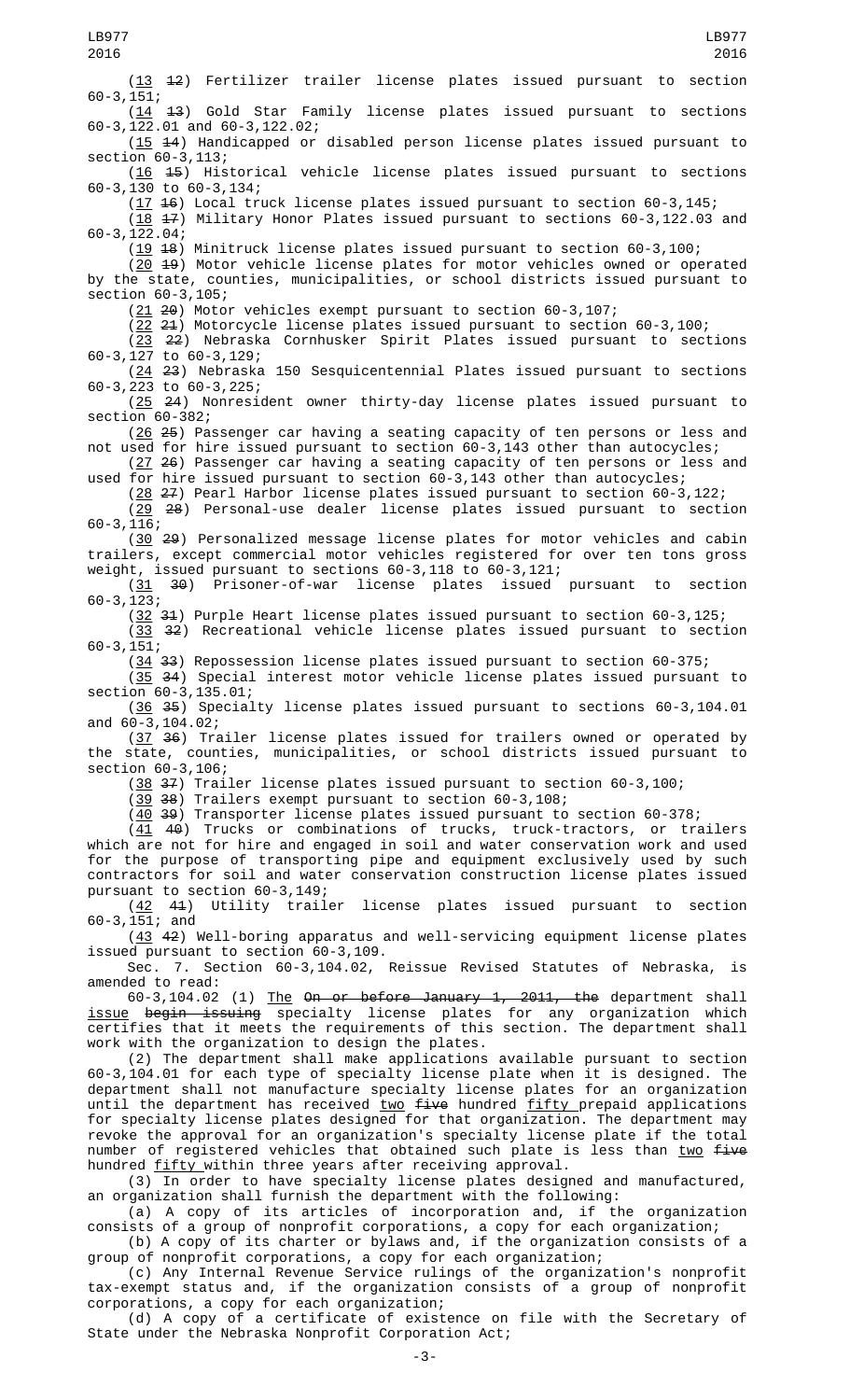(13 12) Fertilizer trailer license plates issued pursuant to section 60-3,151;

(14 13) Gold Star Family license plates issued pursuant to sections 60-3,122.01 and 60-3,122.02;

(15 14) Handicapped or disabled person license plates issued pursuant to section 60-3,113;

(16 15) Historical vehicle license plates issued pursuant to sections 60-3,130 to 60-3,134;

(17 16) Local truck license plates issued pursuant to section 60-3,145;

(18 17) Military Honor Plates issued pursuant to sections 60-3,122.03 and 60-3,122.04;

(19 18) Minitruck license plates issued pursuant to section 60-3,100;

(20 19) Motor vehicle license plates for motor vehicles owned or operated by the state, counties, municipalities, or school districts issued pursuant to section 60-3,105;

(21 20) Motor vehicles exempt pursuant to section 60-3,107;

(22 21) Motorcycle license plates issued pursuant to section 60-3,100;

(23 22) Nebraska Cornhusker Spirit Plates issued pursuant to sections 60-3,127 to 60-3,129;

(24 23) Nebraska 150 Sesquicentennial Plates issued pursuant to sections 60-3,223 to 60-3,225;

(25 24) Nonresident owner thirty-day license plates issued pursuant to section 60-382;

(26 25) Passenger car having a seating capacity of ten persons or less and not used for hire issued pursuant to section 60-3,143 other than autocycles;

(27 26) Passenger car having a seating capacity of ten persons or less and used for hire issued pursuant to section 60-3,143 other than autocycles;

(28 27) Pearl Harbor license plates issued pursuant to section 60-3,122;

(29 28) Personal-use dealer license plates issued pursuant to section 60-3,116;

(30 29) Personalized message license plates for motor vehicles and cabin trailers, except commercial motor vehicles registered for over ten tons gross weight, issued pursuant to sections 60-3,118 to 60-3,121;

(31 30) Prisoner-of-war license plates issued pursuant to section 60-3,123;

(32 31) Purple Heart license plates issued pursuant to section 60-3,125;

(33 32) Recreational vehicle license plates issued pursuant to section 60-3,151;

(34 33) Repossession license plates issued pursuant to section 60-375;

(35 34) Special interest motor vehicle license plates issued pursuant to section 60-3,135.01;

(36 35) Specialty license plates issued pursuant to sections 60-3,104.01 and 60-3,104.02;

(37 36) Trailer license plates issued for trailers owned or operated by the state, counties, municipalities, or school districts issued pursuant to section 60-3,106;

(38 37) Trailer license plates issued pursuant to section 60-3,100;

(39 38) Trailers exempt pursuant to section 60-3,108;

(40 39) Transporter license plates issued pursuant to section 60-378;

(41 40) Trucks or combinations of trucks, truck-tractors, or trailers which are not for hire and engaged in soil and water conservation work and used for the purpose of transporting pipe and equipment exclusively used by such contractors for soil and water conservation construction license plates issued pursuant to section 60-3,149;

(42 41) Utility trailer license plates issued pursuant to section 60-3,151; and

(43 42) Well-boring apparatus and well-servicing equipment license plates issued pursuant to section 60-3,109.

Sec. 7. Section 60-3,104.02, Reissue Revised Statutes of Nebraska, is amended to read:

60-3,104.02 (1) The On or before January 1, 2011, the department shall issue begin issuing specialty license plates for any organization which certifies that it meets the requirements of this section. The department shall work with the organization to design the plates.

(2) The department shall make applications available pursuant to section 60-3,104.01 for each type of specialty license plate when it is designed. The department shall not manufacture specialty license plates for an organization until the department has received two five hundred fifty prepaid applications for specialty license plates designed for that organization. The department may revoke the approval for an organization's specialty license plate if the total number of registered vehicles that obtained such plate is less than two five hundred fifty within three years after receiving approval.

(3) In order to have specialty license plates designed and manufactured, an organization shall furnish the department with the following:

(a) A copy of its articles of incorporation and, if the organization consists of a group of nonprofit corporations, a copy for each organization;

(b) A copy of its charter or bylaws and, if the organization consists of a group of nonprofit corporations, a copy for each organization;

(c) Any Internal Revenue Service rulings of the organization's nonprofit tax-exempt status and, if the organization consists of a group of nonprofit corporations, a copy for each organization;

(d) A copy of a certificate of existence on file with the Secretary of State under the Nebraska Nonprofit Corporation Act;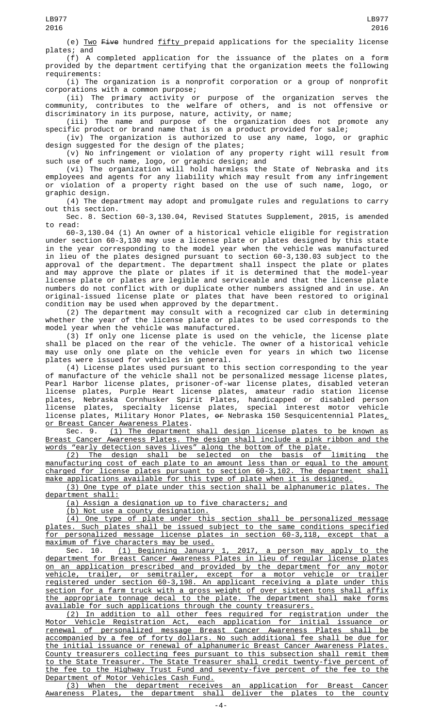(e) Two Five hundred fifty prepaid applications for the speciality license plates; and

(f) A completed application for the issuance of the plates on a form provided by the department certifying that the organization meets the following requirements:

(i) The organization is a nonprofit corporation or a group of nonprofit corporations with a common purpose;

(ii) The primary activity or purpose of the organization serves the community, contributes to the welfare of others, and is not offensive or discriminatory in its purpose, nature, activity, or name;

(iii) The name and purpose of the organization does not promote any specific product or brand name that is on a product provided for sale;

(iv) The organization is authorized to use any name, logo, or graphic design suggested for the design of the plates;

(v) No infringement or violation of any property right will result from such use of such name, logo, or graphic design; and

(vi) The organization will hold harmless the State of Nebraska and its employees and agents for any liability which may result from any infringement or violation of a property right based on the use of such name, logo, or graphic design.

(4) The department may adopt and promulgate rules and regulations to carry out this section.

Sec. 8. Section 60-3,130.04, Revised Statutes Supplement, 2015, is amended to read:

60-3,130.04 (1) An owner of a historical vehicle eligible for registration under section 60-3,130 may use a license plate or plates designed by this state in the year corresponding to the model year when the vehicle was manufactured in lieu of the plates designed pursuant to section 60-3,130.03 subject to the approval of the department. The department shall inspect the plate or plates and may approve the plate or plates if it is determined that the model-year license plate or plates are legible and serviceable and that the license plate numbers do not conflict with or duplicate other numbers assigned and in use. An original-issued license plate or plates that have been restored to original condition may be used when approved by the department.

(2) The department may consult with a recognized car club in determining whether the year of the license plate or plates to be used corresponds to the model year when the vehicle was manufactured.

(3) If only one license plate is used on the vehicle, the license plate shall be placed on the rear of the vehicle. The owner of a historical vehicle may use only one plate on the vehicle even for years in which two license plates were issued for vehicles in general.

(4) License plates used pursuant to this section corresponding to the year of manufacture of the vehicle shall not be personalized message license plates, Pearl Harbor license plates, prisoner-of-war license plates, disabled veteran license plates, Purple Heart license plates, amateur radio station license plates, Nebraska Cornhusker Spirit Plates, handicapped or disabled person license plates, specialty license plates, special interest motor vehicle license plates, Military Honor Plates, or Nebraska 150 Sesquicentennial Plates, or Breast Cancer Awareness Plates.

Sec. 9. (1) The department shall design license plates to be known as Breast Cancer Awareness Plates. The design shall include a pink ribbon and the words "early detection saves lives" along the bottom of the plate.

(2) The design shall be selected on the basis of limiting the manufacturing cost of each plate to an amount less than or equal to the amount charged for license plates pursuant to section 60-3,102. The department shall make applications available for this type of plate when it is designed.

(3) One type of plate under this section shall be alphanumeric plates. The department shall:

(a) Assign a designation up to five characters; and

(b) Not use a county designation.

(4) One type of plate under this section shall be personalized message plates. Such plates shall be issued subject to the same conditions specified for personalized message license plates in section 60-3,118, except that a maximum of five characters may be used.

Sec. 10. (1) Beginning January 1, 2017, a person may apply to the department for Breast Cancer Awareness Plates in lieu of regular license plates on an application prescribed and provided by the department for any motor vehicle, trailer, or semitrailer, except for a motor vehicle or trailer registered under section 60-3,198. An applicant receiving a plate under this section for a farm truck with a gross weight of over sixteen tons shall affix the appropriate tonnage decal to the plate. The department shall make forms available for such applications through the county treasurers.

(2) In addition to all other fees required for registration under the Motor Vehicle Registration Act, each application for initial issuance or renewal of personalized message Breast Cancer Awareness Plates shall be accompanied by a fee of forty dollars. No such additional fee shall be due for the initial issuance or renewal of alphanumeric Breast Cancer Awareness Plates. County treasurers collecting fees pursuant to this subsection shall remit them to the State Treasurer. The State Treasurer shall credit twenty-five percent of the fee to the Highway Trust Fund and seventy-five percent of the fee to the Department of Motor Vehicles Cash Fund.

(3) When the department receives an application for Breast Cancer Awareness Plates, the department shall deliver the plates to the county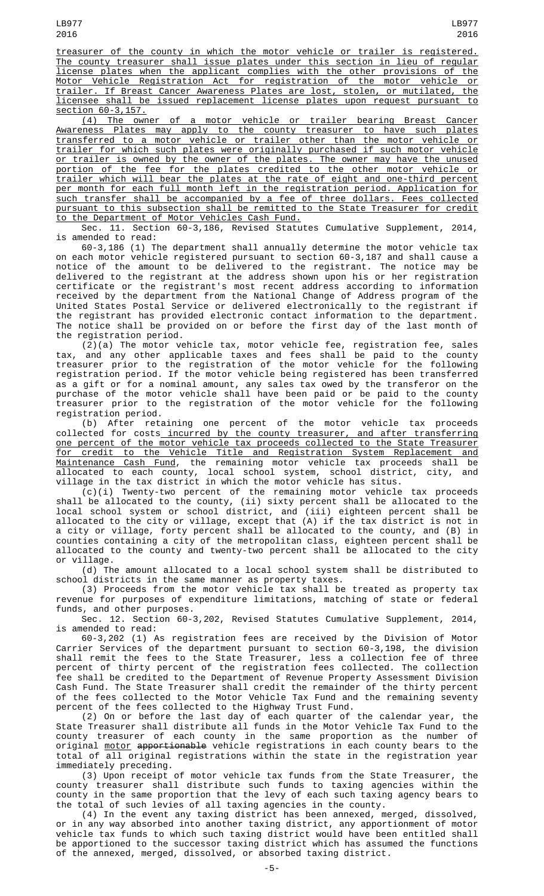treasurer of the county in which the motor vehicle or trailer is registered. The county treasurer shall issue plates under this section in lieu of regular license plates when the applicant complies with the other provisions of the Motor Vehicle Registration Act for registration of the motor vehicle or trailer. If Breast Cancer Awareness Plates are lost, stolen, or mutilated, the licensee shall be issued replacement license plates upon request pursuant to section 60-3,157.

(4) The owner of a motor vehicle or trailer bearing Breast Cancer Awareness Plates may apply to the county treasurer to have such plates transferred to a motor vehicle or trailer other than the motor vehicle or trailer for which such plates were originally purchased if such motor vehicle or trailer is owned by the owner of the plates. The owner may have the unused portion of the fee for the plates credited to the other motor vehicle or trailer which will bear the plates at the rate of eight and one-third percent per month for each full month left in the registration period. Application for such transfer shall be accompanied by a fee of three dollars. Fees collected pursuant to this subsection shall be remitted to the State Treasurer for credit to the Department of Motor Vehicles Cash Fund.

Sec. 11. Section 60-3,186, Revised Statutes Cumulative Supplement, 2014, is amended to read:

60-3,186 (1) The department shall annually determine the motor vehicle tax on each motor vehicle registered pursuant to section 60-3,187 and shall cause a notice of the amount to be delivered to the registrant. The notice may be delivered to the registrant at the address shown upon his or her registration certificate or the registrant's most recent address according to information received by the department from the National Change of Address program of the United States Postal Service or delivered electronically to the registrant if the registrant has provided electronic contact information to the department. The notice shall be provided on or before the first day of the last month of the registration period.

(2)(a) The motor vehicle tax, motor vehicle fee, registration fee, sales tax, and any other applicable taxes and fees shall be paid to the county treasurer prior to the registration of the motor vehicle for the following registration period. If the motor vehicle being registered has been transferred as a gift or for a nominal amount, any sales tax owed by the transferor on the purchase of the motor vehicle shall have been paid or be paid to the county treasurer prior to the registration of the motor vehicle for the following registration period.

(b) After retaining one percent of the motor vehicle tax proceeds collected for costs incurred by the county treasurer, and after transferring one percent of the motor vehicle tax proceeds collected to the State Treasurer for credit to the Vehicle Title and Registration System Replacement and Maintenance Cash Fund, the remaining motor vehicle tax proceeds shall be allocated to each county, local school system, school district, city, and village in the tax district in which the motor vehicle has situs.

(c)(i) Twenty-two percent of the remaining motor vehicle tax proceeds shall be allocated to the county, (ii) sixty percent shall be allocated to the local school system or school district, and (iii) eighteen percent shall be allocated to the city or village, except that (A) if the tax district is not in a city or village, forty percent shall be allocated to the county, and (B) in counties containing a city of the metropolitan class, eighteen percent shall be allocated to the county and twenty-two percent shall be allocated to the city or village.

(d) The amount allocated to a local school system shall be distributed to school districts in the same manner as property taxes.

(3) Proceeds from the motor vehicle tax shall be treated as property tax revenue for purposes of expenditure limitations, matching of state or federal funds, and other purposes.

Sec. 12. Section 60-3,202, Revised Statutes Cumulative Supplement, 2014, is amended to read:

60-3,202 (1) As registration fees are received by the Division of Motor Carrier Services of the department pursuant to section 60-3,198, the division shall remit the fees to the State Treasurer, less a collection fee of three percent of thirty percent of the registration fees collected. The collection fee shall be credited to the Department of Revenue Property Assessment Division Cash Fund. The State Treasurer shall credit the remainder of the thirty percent of the fees collected to the Motor Vehicle Tax Fund and the remaining seventy percent of the fees collected to the Highway Trust Fund.

(2) On or before the last day of each quarter of the calendar year, the State Treasurer shall distribute all funds in the Motor Vehicle Tax Fund to the county treasurer of each county in the same proportion as the number of original motor ~~apportionable~~ vehicle registrations in each county bears to the total of all original registrations within the state in the registration year immediately preceding.

(3) Upon receipt of motor vehicle tax funds from the State Treasurer, the county treasurer shall distribute such funds to taxing agencies within the county in the same proportion that the levy of each such taxing agency bears to the total of such levies of all taxing agencies in the county.

(4) In the event any taxing district has been annexed, merged, dissolved, or in any way absorbed into another taxing district, any apportionment of motor vehicle tax funds to which such taxing district would have been entitled shall be apportioned to the successor taxing district which has assumed the functions of the annexed, merged, dissolved, or absorbed taxing district.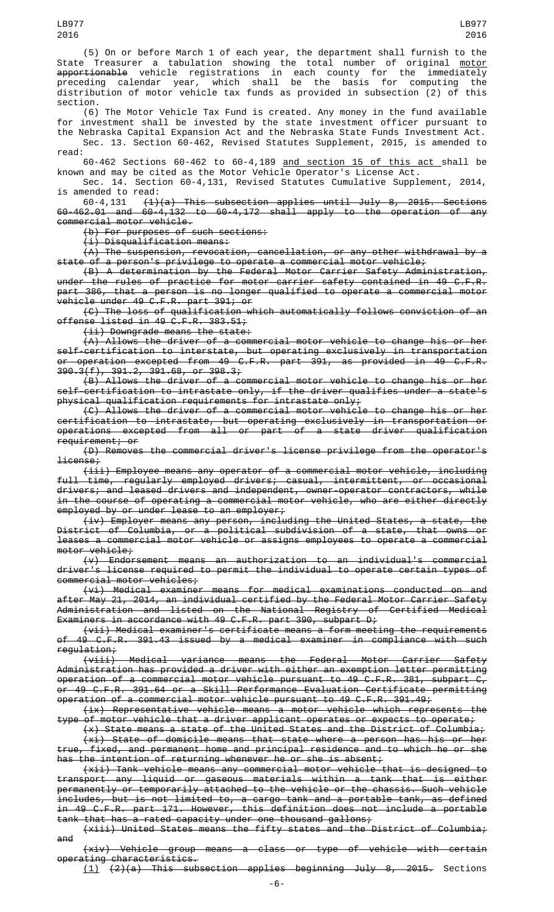(5) On or before March 1 of each year, the department shall furnish to the State Treasurer a tabulation showing the total number of original motor apportionable vehicle registrations in each county for the immediately preceding calendar year, which shall be the basis for computing the distribution of motor vehicle tax funds as provided in subsection (2) of this section.

(6) The Motor Vehicle Tax Fund is created. Any money in the fund available for investment shall be invested by the state investment officer pursuant to the Nebraska Capital Expansion Act and the Nebraska State Funds Investment Act.

Sec. 13. Section 60-462, Revised Statutes Supplement, 2015, is amended to read:

60-462 Sections 60-462 to 60-4,189 and section 15 of this act shall be known and may be cited as the Motor Vehicle Operator's License Act.

Sec. 14. Section 60-4,131, Revised Statutes Cumulative Supplement, 2014, is amended to read:

60-4,131 (1)(a) This subsection applies until July 8, 2015. Sections 60-462.01 and 60-4,132 to 60-4,172 shall apply to the operation of any commercial motor vehicle.

(b) For purposes of such sections:

(i) Disqualification means:

(A) The suspension, revocation, cancellation, or any other withdrawal by a state of a person's privilege to operate a commercial motor vehicle;

(B) A determination by the Federal Motor Carrier Safety Administration, under the rules of practice for motor carrier safety contained in 49 C.F.R. part 386, that a person is no longer qualified to operate a commercial motor vehicle under 49 C.F.R. part 391; or

(C) The loss of qualification which automatically follows conviction of an offense listed in 49 C.F.R. 383.51;

(ii) Downgrade means the state:

(A) Allows the driver of a commercial motor vehicle to change his or her self-certification to interstate, but operating exclusively in transportation or operation excepted from 49 C.F.R. part 391, as provided in 49 C.F.R. 390.3(f), 391.2, 391.68, or 398.3;

(B) Allows the driver of a commercial motor vehicle to change his or her self-certification to intrastate only, if the driver qualifies under a state's physical qualification requirements for intrastate only;

(C) Allows the driver of a commercial motor vehicle to change his or her certification to intrastate, but operating exclusively in transportation or operations excepted from all or part of a state driver qualification requirement; or

(D) Removes the commercial driver's license privilege from the operator's license;

(iii) Employee means any operator of a commercial motor vehicle, including full time, regularly employed drivers; casual, intermittent, or occasional drivers; and leased drivers and independent, owner-operator contractors, while in the course of operating a commercial motor vehicle, who are either directly employed by or under lease to an employer;

(iv) Employer means any person, including the United States, a state, the District of Columbia, or a political subdivision of a state, that owns or leases a commercial motor vehicle or assigns employees to operate a commercial motor vehicle;

(v) Endorsement means an authorization to an individual's commercial driver's license required to permit the individual to operate certain types of commercial motor vehicles;

(vi) Medical examiner means for medical examinations conducted on and after May 21, 2014, an individual certified by the Federal Motor Carrier Safety Administration and listed on the National Registry of Certified Medical Examiners in accordance with 49 C.F.R. part 390, subpart D;

(vii) Medical examiner's certificate means a form meeting the requirements of 49 C.F.R. 391.43 issued by a medical examiner in compliance with such regulation;

(viii) Medical variance means the Federal Motor Carrier Safety Administration has provided a driver with either an exemption letter permitting operation of a commercial motor vehicle pursuant to 49 C.F.R. 381, subpart C, or 49 C.F.R. 391.64 or a Skill Performance Evaluation Certificate permitting operation of a commercial motor vehicle pursuant to 49 C.F.R. 391.49;

(ix) Representative vehicle means a motor vehicle which represents the type of motor vehicle that a driver applicant operates or expects to operate;

(x) State means a state of the United States and the District of Columbia;

(xi) State of domicile means that state where a person has his or her true, fixed, and permanent home and principal residence and to which he or she has the intention of returning whenever he or she is absent;

(xii) Tank vehicle means any commercial motor vehicle that is designed to transport any liquid or gaseous materials within a tank that is either permanently or temporarily attached to the vehicle or the chassis. Such vehicle includes, but is not limited to, a cargo tank and a portable tank, as defined in 49 C.F.R. part 171. However, this definition does not include a portable tank that has a rated capacity under one thousand gallons;

(xiii) United States means the fifty states and the District of Columbia; and

(xiv) Vehicle group means a class or type of vehicle with certain operating characteristics.

(1) (2)(a) This subsection applies beginning July 8, 2015. Sections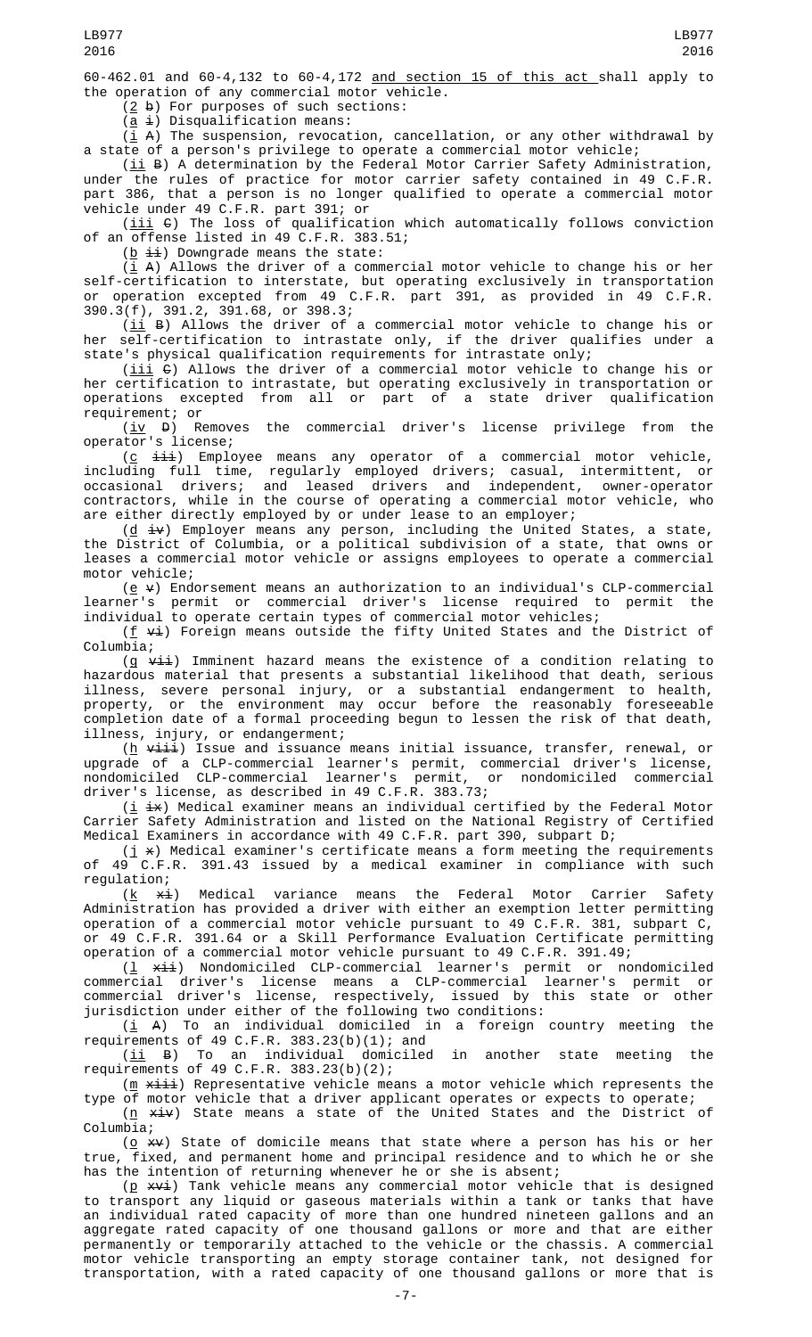60-462.01 and 60-4,132 to 60-4,172 <u>and section 15 of this act</u> shall apply to the operation of any commercial motor vehicle.

(<u>2</u> ~~b~~) For purposes of such sections:

(<u>a</u> ~~i~~) Disqualification means:

(<u>i</u> ~~A~~) The suspension, revocation, cancellation, or any other withdrawal by a state of a person's privilege to operate a commercial motor vehicle;

(<u>ii</u> ~~B~~) A determination by the Federal Motor Carrier Safety Administration, under the rules of practice for motor carrier safety contained in 49 C.F.R. part 386, that a person is no longer qualified to operate a commercial motor vehicle under 49 C.F.R. part 391; or

(<u>iii</u> ~~C~~) The loss of qualification which automatically follows conviction of an offense listed in 49 C.F.R. 383.51;

(<u>b</u> ~~ii~~) Downgrade means the state:

(<u>i</u> ~~A~~) Allows the driver of a commercial motor vehicle to change his or her self-certification to interstate, but operating exclusively in transportation or operation excepted from 49 C.F.R. part 391, as provided in 49 C.F.R. 390.3(f), 391.2, 391.68, or 398.3;

(<u>ii</u> ~~B~~) Allows the driver of a commercial motor vehicle to change his or her self-certification to intrastate only, if the driver qualifies under a state's physical qualification requirements for intrastate only;

(<u>iii</u> ~~C~~) Allows the driver of a commercial motor vehicle to change his or her certification to intrastate, but operating exclusively in transportation or operations excepted from all or part of a state driver qualification requirement; or

(<u>iv</u> ~~D~~) Removes the commercial driver's license privilege from the operator's license;

(<u>c</u> ~~iii~~) Employee means any operator of a commercial motor vehicle, including full time, regularly employed drivers; casual, intermittent, or occasional drivers; and leased drivers and independent, owner-operator contractors, while in the course of operating a commercial motor vehicle, who are either directly employed by or under lease to an employer;

(<u>d</u> ~~iv~~) Employer means any person, including the United States, a state, the District of Columbia, or a political subdivision of a state, that owns or leases a commercial motor vehicle or assigns employees to operate a commercial motor vehicle;

(<u>e</u> ~~v~~) Endorsement means an authorization to an individual's CLP-commercial learner's permit or commercial driver's license required to permit the individual to operate certain types of commercial motor vehicles;

(<u>f</u> ~~vi~~) Foreign means outside the fifty United States and the District of Columbia;

(<u>g</u> ~~vii~~) Imminent hazard means the existence of a condition relating to hazardous material that presents a substantial likelihood that death, serious illness, severe personal injury, or a substantial endangerment to health, property, or the environment may occur before the reasonably foreseeable completion date of a formal proceeding begun to lessen the risk of that death, illness, injury, or endangerment;

(<u>h</u> ~~viii~~) Issue and issuance means initial issuance, transfer, renewal, or upgrade of a CLP-commercial learner's permit, commercial driver's license, nondomiciled CLP-commercial learner's permit, or nondomiciled commercial driver's license, as described in 49 C.F.R. 383.73;

(<u>i</u> ~~ix~~) Medical examiner means an individual certified by the Federal Motor Carrier Safety Administration and listed on the National Registry of Certified Medical Examiners in accordance with 49 C.F.R. part 390, subpart D;

(<u>j</u> ~~x~~) Medical examiner's certificate means a form meeting the requirements of 49 C.F.R. 391.43 issued by a medical examiner in compliance with such regulation;

(<u>k</u> ~~xi~~) Medical variance means the Federal Motor Carrier Safety Administration has provided a driver with either an exemption letter permitting operation of a commercial motor vehicle pursuant to 49 C.F.R. 381, subpart C, or 49 C.F.R. 391.64 or a Skill Performance Evaluation Certificate permitting operation of a commercial motor vehicle pursuant to 49 C.F.R. 391.49;

(<u>l</u> ~~xii~~) Nondomiciled CLP-commercial learner's permit or nondomiciled commercial driver's license means a CLP-commercial learner's permit or commercial driver's license, respectively, issued by this state or other jurisdiction under either of the following two conditions:

(<u>i</u> ~~A~~) To an individual domiciled in a foreign country meeting the requirements of 49 C.F.R. 383.23(b)(1); and

(<u>ii</u> ~~B~~) To an individual domiciled in another state meeting the requirements of 49 C.F.R. 383.23(b)(2);

(<u>m</u> ~~xiii~~) Representative vehicle means a motor vehicle which represents the type of motor vehicle that a driver applicant operates or expects to operate;

(<u>n</u> ~~xiv~~) State means a state of the United States and the District of Columbia;

(<u>o</u> ~~xv~~) State of domicile means that state where a person has his or her true, fixed, and permanent home and principal residence and to which he or she has the intention of returning whenever he or she is absent;

(<u>p</u> ~~xvi~~) Tank vehicle means any commercial motor vehicle that is designed to transport any liquid or gaseous materials within a tank or tanks that have an individual rated capacity of more than one hundred nineteen gallons and an aggregate rated capacity of one thousand gallons or more and that are either permanently or temporarily attached to the vehicle or the chassis. A commercial motor vehicle transporting an empty storage container tank, not designed for transportation, with a rated capacity of one thousand gallons or more that is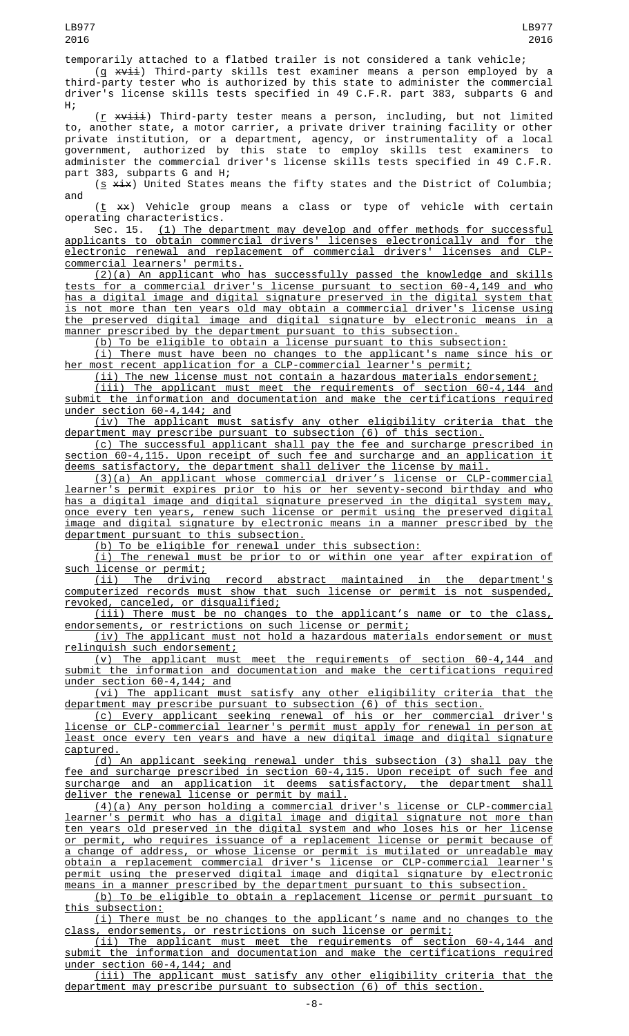temporarily attached to a flatbed trailer is not considered a tank vehicle;

(q ~~xvii~~) Third-party skills test examiner means a person employed by a third-party tester who is authorized by this state to administer the commercial driver's license skills tests specified in 49 C.F.R. part 383, subparts G and H;

(r ~~xviii~~) Third-party tester means a person, including, but not limited to, another state, a motor carrier, a private driver training facility or other private institution, or a department, agency, or instrumentality of a local government, authorized by this state to employ skills test examiners to administer the commercial driver's license skills tests specified in 49 C.F.R. part 383, subparts G and H;

(s ~~xix~~) United States means the fifty states and the District of Columbia; and

(t ~~xx~~) Vehicle group means a class or type of vehicle with certain operating characteristics.

Sec. 15. (1) The department may develop and offer methods for successful applicants to obtain commercial drivers' licenses electronically and for the electronic renewal and replacement of commercial drivers' licenses and CLP-commercial learners' permits.

(2)(a) An applicant who has successfully passed the knowledge and skills tests for a commercial driver's license pursuant to section 60-4,149 and who has a digital image and digital signature preserved in the digital system that is not more than ten years old may obtain a commercial driver's license using the preserved digital image and digital signature by electronic means in a manner prescribed by the department pursuant to this subsection.

(b) To be eligible to obtain a license pursuant to this subsection:

(i) There must have been no changes to the applicant's name since his or her most recent application for a CLP-commercial learner's permit;

(ii) The new license must not contain a hazardous materials endorsement;

(iii) The applicant must meet the requirements of section 60-4,144 and submit the information and documentation and make the certifications required under section 60-4,144; and

(iv) The applicant must satisfy any other eligibility criteria that the department may prescribe pursuant to subsection (6) of this section.

(c) The successful applicant shall pay the fee and surcharge prescribed in section 60-4,115. Upon receipt of such fee and surcharge and an application it deems satisfactory, the department shall deliver the license by mail.

(3)(a) An applicant whose commercial driver's license or CLP-commercial learner's permit expires prior to his or her seventy-second birthday and who has a digital image and digital signature preserved in the digital system may, once every ten years, renew such license or permit using the preserved digital image and digital signature by electronic means in a manner prescribed by the department pursuant to this subsection.

(b) To be eligible for renewal under this subsection:

(i) The renewal must be prior to or within one year after expiration of such license or permit;

(ii) The driving record abstract maintained in the department's computerized records must show that such license or permit is not suspended, revoked, canceled, or disqualified;

(iii) There must be no changes to the applicant's name or to the class, endorsements, or restrictions on such license or permit;

(iv) The applicant must not hold a hazardous materials endorsement or must relinquish such endorsement;

(v) The applicant must meet the requirements of section 60-4,144 and submit the information and documentation and make the certifications required under section 60-4,144; and

(vi) The applicant must satisfy any other eligibility criteria that the department may prescribe pursuant to subsection (6) of this section.

(c) Every applicant seeking renewal of his or her commercial driver's license or CLP-commercial learner's permit must apply for renewal in person at least once every ten years and have a new digital image and digital signature captured.

(d) An applicant seeking renewal under this subsection (3) shall pay the fee and surcharge prescribed in section 60-4,115. Upon receipt of such fee and surcharge and an application it deems satisfactory, the department shall deliver the renewal license or permit by mail.

(4)(a) Any person holding a commercial driver's license or CLP-commercial learner's permit who has a digital image and digital signature not more than ten years old preserved in the digital system and who loses his or her license or permit, who requires issuance of a replacement license or permit because of a change of address, or whose license or permit is mutilated or unreadable may obtain a replacement commercial driver's license or CLP-commercial learner's permit using the preserved digital image and digital signature by electronic means in a manner prescribed by the department pursuant to this subsection.

(b) To be eligible to obtain a replacement license or permit pursuant to this subsection:

(i) There must be no changes to the applicant's name and no changes to the class, endorsements, or restrictions on such license or permit;

(ii) The applicant must meet the requirements of section 60-4,144 and submit the information and documentation and make the certifications required under section 60-4,144; and

(iii) The applicant must satisfy any other eligibility criteria that the department may prescribe pursuant to subsection (6) of this section.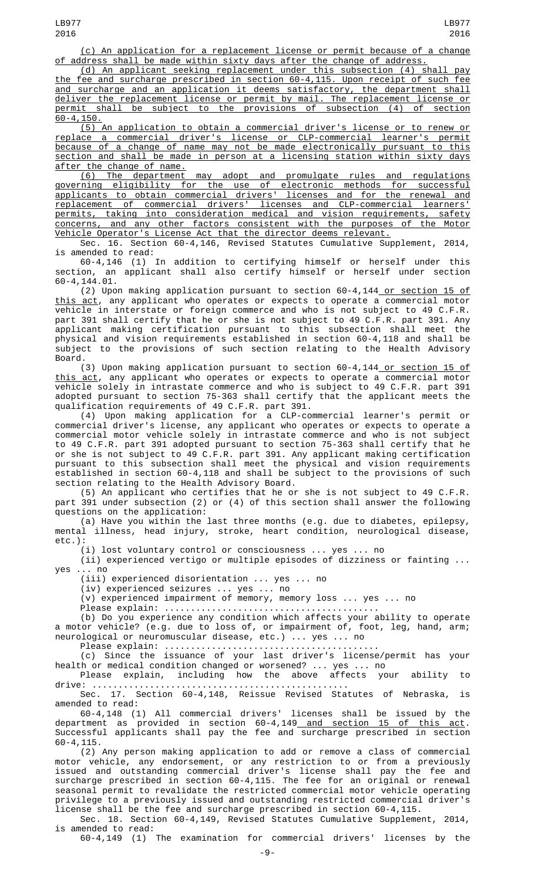(c) An application for a replacement license or permit because of a change of address shall be made within sixty days after the change of address.

(d) An applicant seeking replacement under this subsection (4) shall pay the fee and surcharge prescribed in section 60-4,115. Upon receipt of such fee and surcharge and an application it deems satisfactory, the department shall deliver the replacement license or permit by mail. The replacement license or permit shall be subject to the provisions of subsection (4) of section 60-4,150.

(5) An application to obtain a commercial driver's license or to renew or replace a commercial driver's license or CLP-commercial learner's permit because of a change of name may not be made electronically pursuant to this section and shall be made in person at a licensing station within sixty days after the change of name.

(6) The department may adopt and promulgate rules and regulations governing eligibility for the use of electronic methods for successful applicants to obtain commercial drivers' licenses and for the renewal and replacement of commercial drivers' licenses and CLP-commercial learners' permits, taking into consideration medical and vision requirements, safety concerns, and any other factors consistent with the purposes of the Motor Vehicle Operator's License Act that the director deems relevant.

Sec. 16. Section 60-4,146, Revised Statutes Cumulative Supplement, 2014, is amended to read:

60-4,146 (1) In addition to certifying himself or herself under this section, an applicant shall also certify himself or herself under section 60-4,144.01.

(2) Upon making application pursuant to section 60-4,144 or section 15 of this act, any applicant who operates or expects to operate a commercial motor vehicle in interstate or foreign commerce and who is not subject to 49 C.F.R. part 391 shall certify that he or she is not subject to 49 C.F.R. part 391. Any applicant making certification pursuant to this subsection shall meet the physical and vision requirements established in section 60-4,118 and shall be subject to the provisions of such section relating to the Health Advisory Board.

(3) Upon making application pursuant to section 60-4,144 or section 15 of this act, any applicant who operates or expects to operate a commercial motor vehicle solely in intrastate commerce and who is subject to 49 C.F.R. part 391 adopted pursuant to section 75-363 shall certify that the applicant meets the qualification requirements of 49 C.F.R. part 391.

(4) Upon making application for a CLP-commercial learner's permit or commercial driver's license, any applicant who operates or expects to operate a commercial motor vehicle solely in intrastate commerce and who is not subject to 49 C.F.R. part 391 adopted pursuant to section 75-363 shall certify that he or she is not subject to 49 C.F.R. part 391. Any applicant making certification pursuant to this subsection shall meet the physical and vision requirements established in section 60-4,118 and shall be subject to the provisions of such section relating to the Health Advisory Board.

(5) An applicant who certifies that he or she is not subject to 49 C.F.R. part 391 under subsection (2) or (4) of this section shall answer the following questions on the application:

(a) Have you within the last three months (e.g. due to diabetes, epilepsy, mental illness, head injury, stroke, heart condition, neurological disease, etc.):

(i) lost voluntary control or consciousness ... yes ... no

(ii) experienced vertigo or multiple episodes of dizziness or fainting ... yes ... no

(iii) experienced disorientation ... yes ... no

(iv) experienced seizures ... yes ... no

(v) experienced impairment of memory, memory loss ... yes ... no

Please explain: ........................................

(b) Do you experience any condition which affects your ability to operate a motor vehicle? (e.g. due to loss of, or impairment of, foot, leg, hand, arm; neurological or neuromuscular disease, etc.) ... yes ... no

Please explain: ........................................

(c) Since the issuance of your last driver's license/permit has your health or medical condition changed or worsened? ... yes ... no

Please explain, including how the above affects your ability to drive: ................................................

Sec. 17. Section 60-4,148, Reissue Revised Statutes of Nebraska, is amended to read:

60-4,148 (1) All commercial drivers' licenses shall be issued by the department as provided in section 60-4,149 and section 15 of this act. Successful applicants shall pay the fee and surcharge prescribed in section 60-4,115.

(2) Any person making application to add or remove a class of commercial motor vehicle, any endorsement, or any restriction to or from a previously issued and outstanding commercial driver's license shall pay the fee and surcharge prescribed in section 60-4,115. The fee for an original or renewal seasonal permit to revalidate the restricted commercial motor vehicle operating privilege to a previously issued and outstanding restricted commercial driver's license shall be the fee and surcharge prescribed in section 60-4,115.

Sec. 18. Section 60-4,149, Revised Statutes Cumulative Supplement, 2014, is amended to read:

60-4,149 (1) The examination for commercial drivers' licenses by the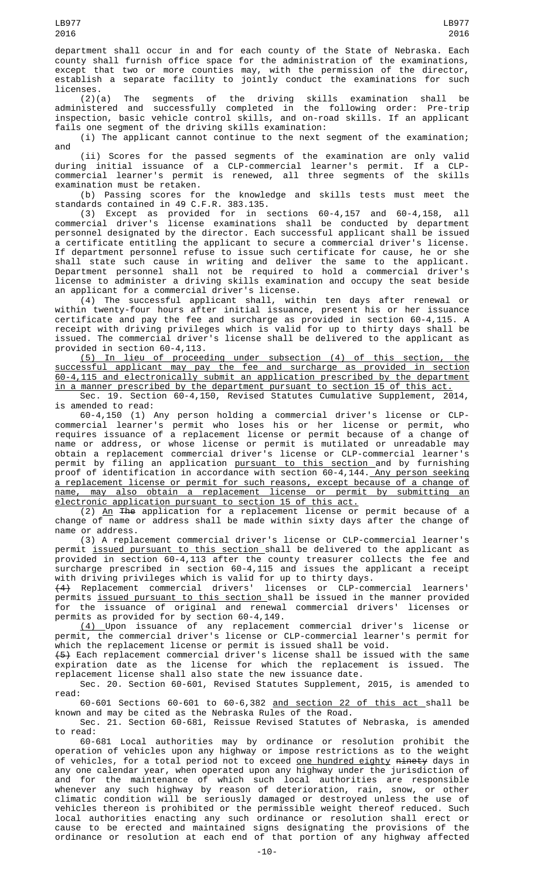department shall occur in and for each county of the State of Nebraska. Each county shall furnish office space for the administration of the examinations, except that two or more counties may, with the permission of the director, establish a separate facility to jointly conduct the examinations for such licenses.

(2)(a) The segments of the driving skills examination shall be administered and successfully completed in the following order: Pre-trip inspection, basic vehicle control skills, and on-road skills. If an applicant fails one segment of the driving skills examination:

(i) The applicant cannot continue to the next segment of the examination; and

(ii) Scores for the passed segments of the examination are only valid during initial issuance of a CLP-commercial learner's permit. If a CLP-commercial learner's permit is renewed, all three segments of the skills examination must be retaken.

(b) Passing scores for the knowledge and skills tests must meet the standards contained in 49 C.F.R. 383.135.

(3) Except as provided for in sections 60-4,157 and 60-4,158, all commercial driver's license examinations shall be conducted by department personnel designated by the director. Each successful applicant shall be issued a certificate entitling the applicant to secure a commercial driver's license. If department personnel refuse to issue such certificate for cause, he or she shall state such cause in writing and deliver the same to the applicant. Department personnel shall not be required to hold a commercial driver's license to administer a driving skills examination and occupy the seat beside an applicant for a commercial driver's license.

(4) The successful applicant shall, within ten days after renewal or within twenty-four hours after initial issuance, present his or her issuance certificate and pay the fee and surcharge as provided in section 60-4,115. A receipt with driving privileges which is valid for up to thirty days shall be issued. The commercial driver's license shall be delivered to the applicant as provided in section 60-4,113.

(5) In lieu of proceeding under subsection (4) of this section, the successful applicant may pay the fee and surcharge as provided in section 60-4,115 and electronically submit an application prescribed by the department in a manner prescribed by the department pursuant to section 15 of this act.

Sec. 19. Section 60-4,150, Revised Statutes Cumulative Supplement, 2014, is amended to read:

60-4,150 (1) Any person holding a commercial driver's license or CLP-commercial learner's permit who loses his or her license or permit, who requires issuance of a replacement license or permit because of a change of name or address, or whose license or permit is mutilated or unreadable may obtain a replacement commercial driver's license or CLP-commercial learner's permit by filing an application pursuant to this section and by furnishing proof of identification in accordance with section 60-4,144. Any person seeking a replacement license or permit for such reasons, except because of a change of name, may also obtain a replacement license or permit by submitting an electronic application pursuant to section 15 of this act.

(2) An ~~The~~ application for a replacement license or permit because of a change of name or address shall be made within sixty days after the change of name or address.

(3) A replacement commercial driver's license or CLP-commercial learner's permit issued pursuant to this section shall be delivered to the applicant as provided in section 60-4,113 after the county treasurer collects the fee and surcharge prescribed in section 60-4,115 and issues the applicant a receipt with driving privileges which is valid for up to thirty days.

~~(4)~~ Replacement commercial drivers' licenses or CLP-commercial learners' permits issued pursuant to this section shall be issued in the manner provided for the issuance of original and renewal commercial drivers' licenses or permits as provided for by section 60-4,149.

(4) Upon issuance of any replacement commercial driver's license or permit, the commercial driver's license or CLP-commercial learner's permit for which the replacement license or permit is issued shall be void.

~~(5)~~ Each replacement commercial driver's license shall be issued with the same expiration date as the license for which the replacement is issued. The replacement license shall also state the new issuance date.

Sec. 20. Section 60-601, Revised Statutes Supplement, 2015, is amended to read:

60-601 Sections 60-601 to 60-6,382 and section 22 of this act shall be known and may be cited as the Nebraska Rules of the Road.

Sec. 21. Section 60-681, Reissue Revised Statutes of Nebraska, is amended to read:

60-681 Local authorities may by ordinance or resolution prohibit the operation of vehicles upon any highway or impose restrictions as to the weight of vehicles, for a total period not to exceed one hundred eighty ~~ninety~~ days in any one calendar year, when operated upon any highway under the jurisdiction of and for the maintenance of which such local authorities are responsible whenever any such highway by reason of deterioration, rain, snow, or other climatic condition will be seriously damaged or destroyed unless the use of vehicles thereon is prohibited or the permissible weight thereof reduced. Such local authorities enacting any such ordinance or resolution shall erect or cause to be erected and maintained signs designating the provisions of the ordinance or resolution at each end of that portion of any highway affected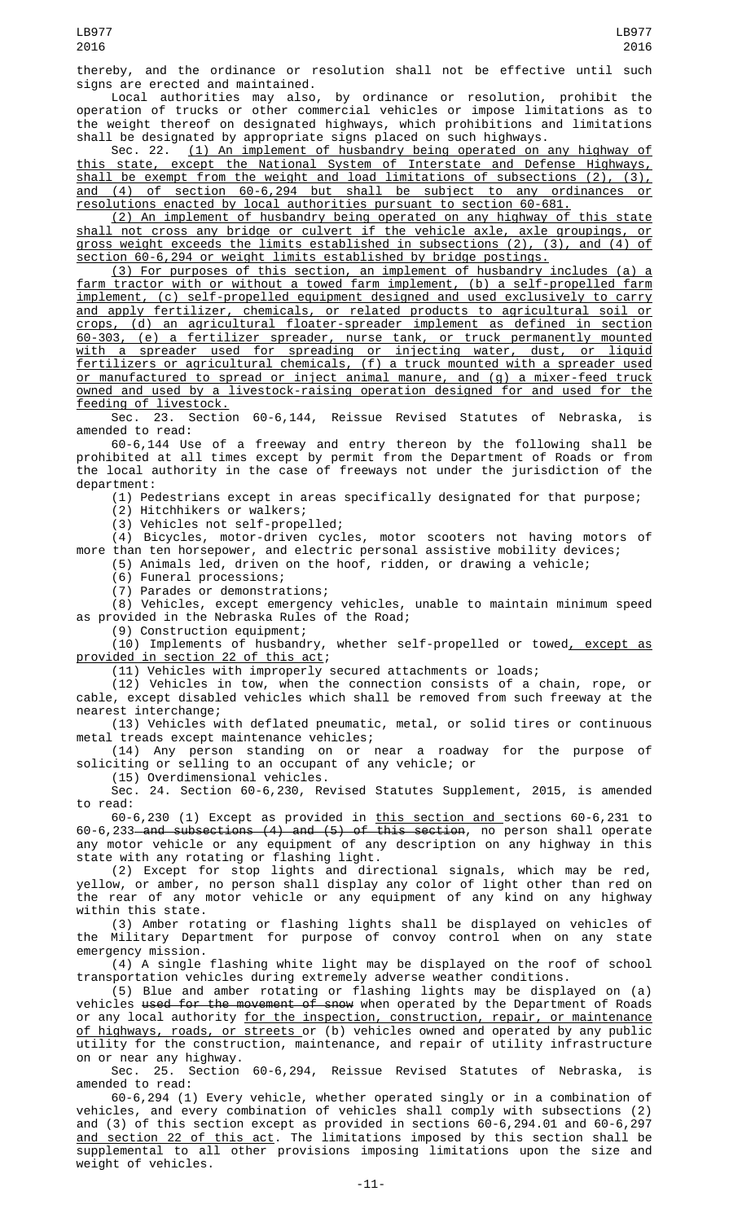thereby, and the ordinance or resolution shall not be effective until such signs are erected and maintained.

Local authorities may also, by ordinance or resolution, prohibit the operation of trucks or other commercial vehicles or impose limitations as to the weight thereof on designated highways, which prohibitions and limitations shall be designated by appropriate signs placed on such highways.

Sec. 22. (1) An implement of husbandry being operated on any highway of this state, except the National System of Interstate and Defense Highways, shall be exempt from the weight and load limitations of subsections (2), (3), and (4) of section 60-6,294 but shall be subject to any ordinances or resolutions enacted by local authorities pursuant to section 60-681.

(2) An implement of husbandry being operated on any highway of this state shall not cross any bridge or culvert if the vehicle axle, axle groupings, or gross weight exceeds the limits established in subsections (2), (3), and (4) of section 60-6,294 or weight limits established by bridge postings.

(3) For purposes of this section, an implement of husbandry includes (a) a farm tractor with or without a towed farm implement, (b) a self-propelled farm implement, (c) self-propelled equipment designed and used exclusively to carry and apply fertilizer, chemicals, or related products to agricultural soil or crops, (d) an agricultural floater-spreader implement as defined in section 60-303, (e) a fertilizer spreader, nurse tank, or truck permanently mounted with a spreader used for spreading or injecting water, dust, or liquid fertilizers or agricultural chemicals, (f) a truck mounted with a spreader used or manufactured to spread or inject animal manure, and (g) a mixer-feed truck owned and used by a livestock-raising operation designed for and used for the feeding of livestock.

Sec. 23. Section 60-6,144, Reissue Revised Statutes of Nebraska, is amended to read:

60-6,144 Use of a freeway and entry thereon by the following shall be prohibited at all times except by permit from the Department of Roads or from the local authority in the case of freeways not under the jurisdiction of the department:

(1) Pedestrians except in areas specifically designated for that purpose;

(2) Hitchhikers or walkers;

(3) Vehicles not self-propelled;

(4) Bicycles, motor-driven cycles, motor scooters not having motors of more than ten horsepower, and electric personal assistive mobility devices;

(5) Animals led, driven on the hoof, ridden, or drawing a vehicle;

(6) Funeral processions;

(7) Parades or demonstrations;

(8) Vehicles, except emergency vehicles, unable to maintain minimum speed as provided in the Nebraska Rules of the Road;

(9) Construction equipment;

(10) Implements of husbandry, whether self-propelled or towed, except as provided in section 22 of this act;

(11) Vehicles with improperly secured attachments or loads;

(12) Vehicles in tow, when the connection consists of a chain, rope, or cable, except disabled vehicles which shall be removed from such freeway at the nearest interchange;

(13) Vehicles with deflated pneumatic, metal, or solid tires or continuous metal treads except maintenance vehicles;

(14) Any person standing on or near a roadway for the purpose of soliciting or selling to an occupant of any vehicle; or

(15) Overdimensional vehicles.

Sec. 24. Section 60-6,230, Revised Statutes Supplement, 2015, is amended to read:

60-6,230 (1) Except as provided in this section and sections 60-6,231 to 60-6,233 ~~and subsections (4) and (5) of this section~~, no person shall operate any motor vehicle or any equipment of any description on any highway in this state with any rotating or flashing light.

(2) Except for stop lights and directional signals, which may be red, yellow, or amber, no person shall display any color of light other than red on the rear of any motor vehicle or any equipment of any kind on any highway within this state.

(3) Amber rotating or flashing lights shall be displayed on vehicles of the Military Department for purpose of convoy control when on any state emergency mission.

(4) A single flashing white light may be displayed on the roof of school transportation vehicles during extremely adverse weather conditions.

(5) Blue and amber rotating or flashing lights may be displayed on (a) vehicles ~~used for the movement of snow~~ when operated by the Department of Roads or any local authority for the inspection, construction, repair, or maintenance of highways, roads, or streets or (b) vehicles owned and operated by any public utility for the construction, maintenance, and repair of utility infrastructure on or near any highway.

Sec. 25. Section 60-6,294, Reissue Revised Statutes of Nebraska, is amended to read:

60-6,294 (1) Every vehicle, whether operated singly or in a combination of vehicles, and every combination of vehicles shall comply with subsections (2) and (3) of this section except as provided in sections 60-6,294.01 and 60-6,297 and section 22 of this act. The limitations imposed by this section shall be supplemental to all other provisions imposing limitations upon the size and weight of vehicles.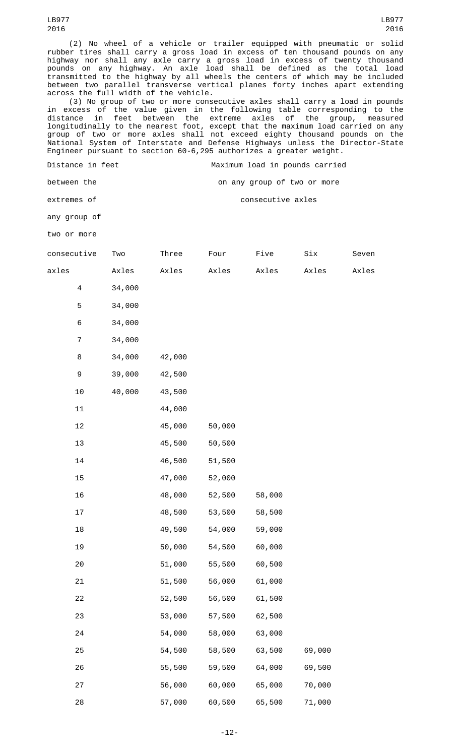(2) No wheel of a vehicle or trailer equipped with pneumatic or solid rubber tires shall carry a gross load in excess of ten thousand pounds on any highway nor shall any axle carry a gross load in excess of twenty thousand pounds on any highway. An axle load shall be defined as the total load transmitted to the highway by all wheels the centers of which may be included between two parallel transverse vertical planes forty inches apart extending across the full width of the vehicle.

(3) No group of two or more consecutive axles shall carry a load in pounds in excess of the value given in the following table corresponding to the distance in feet between the extreme axles of the group, measured longitudinally to the nearest foot, except that the maximum load carried on any group of two or more axles shall not exceed eighty thousand pounds on the National System of Interstate and Defense Highways unless the Director-State Engineer pursuant to section 60-6,295 authorizes a greater weight.

| Distance in feet between the extremes of any group of two or more consecutive axles | Maximum load in pounds carried on any group of two or more consecutive axles | | | | | |
|---|---|---|---|---|---|---|
| | Two Axles | Three Axles | Four Axles | Five Axles | Six Axles | Seven Axles |
| 4 | 34,000 | | | | | |
| 5 | 34,000 | | | | | |
| 6 | 34,000 | | | | | |
| 7 | 34,000 | | | | | |
| 8 | 34,000 | 42,000 | | | | |
| 9 | 39,000 | 42,500 | | | | |
| 10 | 40,000 | 43,500 | | | | |
| 11 | | 44,000 | | | | |
| 12 | | 45,000 | 50,000 | | | |
| 13 | | 45,500 | 50,500 | | | |
| 14 | | 46,500 | 51,500 | | | |
| 15 | | 47,000 | 52,000 | | | |
| 16 | | 48,000 | 52,500 | 58,000 | | |
| 17 | | 48,500 | 53,500 | 58,500 | | |
| 18 | | 49,500 | 54,000 | 59,000 | | |
| 19 | | 50,000 | 54,500 | 60,000 | | |
| 20 | | 51,000 | 55,500 | 60,500 | | |
| 21 | | 51,500 | 56,000 | 61,000 | | |
| 22 | | 52,500 | 56,500 | 61,500 | | |
| 23 | | 53,000 | 57,500 | 62,500 | | |
| 24 | | 54,000 | 58,000 | 63,000 | | |
| 25 | | 54,500 | 58,500 | 63,500 | 69,000 | |
| 26 | | 55,500 | 59,500 | 64,000 | 69,500 | |
| 27 | | 56,000 | 60,000 | 65,000 | 70,000 | |
| 28 | | 57,000 | 60,500 | 65,500 | 71,000 | |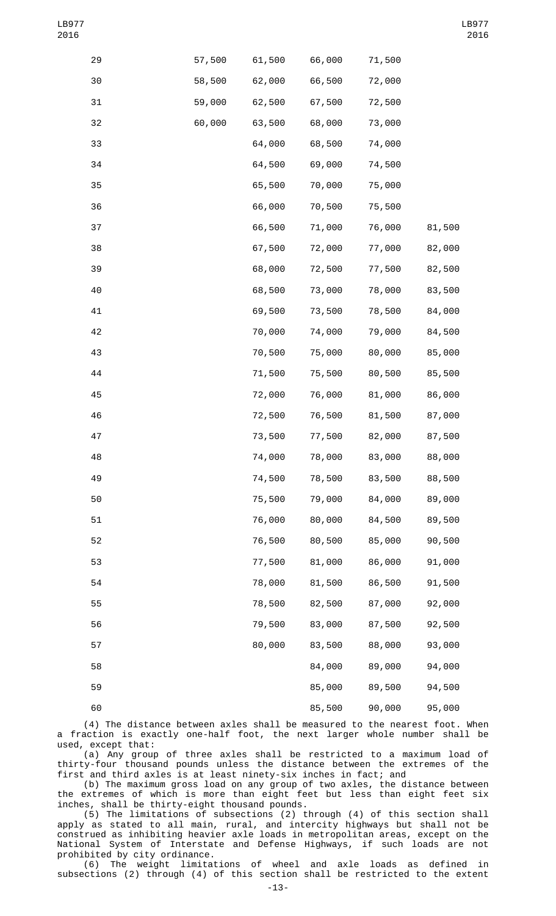| | | | | | |
|---|---|---|---|---|---|
| 29 | 57,500 | 61,500 | 66,000 | 71,500 | |
| 30 | 58,500 | 62,000 | 66,500 | 72,000 | |
| 31 | 59,000 | 62,500 | 67,500 | 72,500 | |
| 32 | 60,000 | 63,500 | 68,000 | 73,000 | |
| 33 | | 64,000 | 68,500 | 74,000 | |
| 34 | | 64,500 | 69,000 | 74,500 | |
| 35 | | 65,500 | 70,000 | 75,000 | |
| 36 | | 66,000 | 70,500 | 75,500 | |
| 37 | | 66,500 | 71,000 | 76,000 | 81,500 |
| 38 | | 67,500 | 72,000 | 77,000 | 82,000 |
| 39 | | 68,000 | 72,500 | 77,500 | 82,500 |
| 40 | | 68,500 | 73,000 | 78,000 | 83,500 |
| 41 | | 69,500 | 73,500 | 78,500 | 84,000 |
| 42 | | 70,000 | 74,000 | 79,000 | 84,500 |
| 43 | | 70,500 | 75,000 | 80,000 | 85,000 |
| 44 | | 71,500 | 75,500 | 80,500 | 85,500 |
| 45 | | 72,000 | 76,000 | 81,000 | 86,000 |
| 46 | | 72,500 | 76,500 | 81,500 | 87,000 |
| 47 | | 73,500 | 77,500 | 82,000 | 87,500 |
| 48 | | 74,000 | 78,000 | 83,000 | 88,000 |
| 49 | | 74,500 | 78,500 | 83,500 | 88,500 |
| 50 | | 75,500 | 79,000 | 84,000 | 89,000 |
| 51 | | 76,000 | 80,000 | 84,500 | 89,500 |
| 52 | | 76,500 | 80,500 | 85,000 | 90,500 |
| 53 | | 77,500 | 81,000 | 86,000 | 91,000 |
| 54 | | 78,000 | 81,500 | 86,500 | 91,500 |
| 55 | | 78,500 | 82,500 | 87,000 | 92,000 |
| 56 | | 79,500 | 83,000 | 87,500 | 92,500 |
| 57 | | 80,000 | 83,500 | 88,000 | 93,000 |
| 58 | | | 84,000 | 89,000 | 94,000 |
| 59 | | | 85,000 | 89,500 | 94,500 |
| 60 | | | 85,500 | 90,000 | 95,000 |

(4) The distance between axles shall be measured to the nearest foot. When a fraction is exactly one-half foot, the next larger whole number shall be used, except that:

(a) Any group of three axles shall be restricted to a maximum load of thirty-four thousand pounds unless the distance between the extremes of the first and third axles is at least ninety-six inches in fact; and

(b) The maximum gross load on any group of two axles, the distance between the extremes of which is more than eight feet but less than eight feet six inches, shall be thirty-eight thousand pounds.

(5) The limitations of subsections (2) through (4) of this section shall apply as stated to all main, rural, and intercity highways but shall not be construed as inhibiting heavier axle loads in metropolitan areas, except on the National System of Interstate and Defense Highways, if such loads are not prohibited by city ordinance.

(6) The weight limitations of wheel and axle loads as defined in subsections (2) through (4) of this section shall be restricted to the extent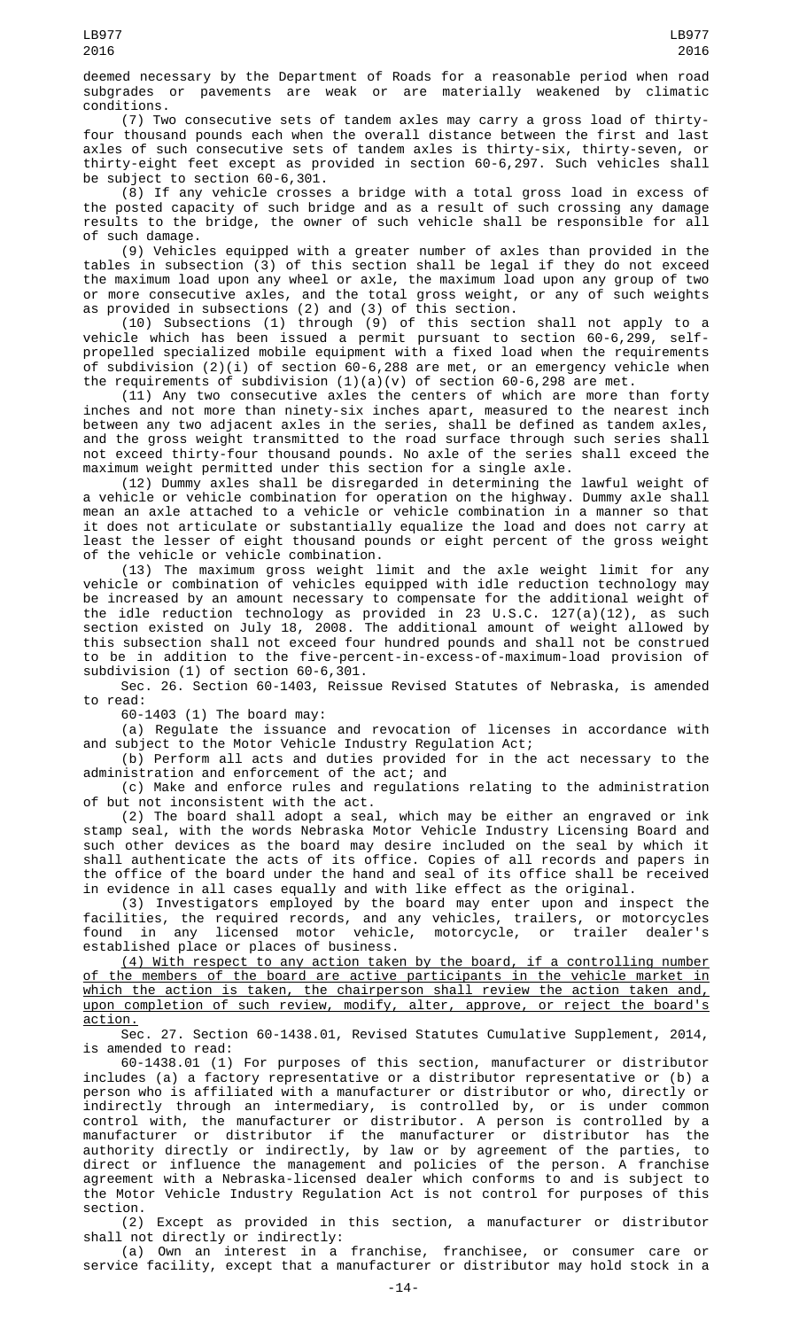deemed necessary by the Department of Roads for a reasonable period when road subgrades or pavements are weak or are materially weakened by climatic conditions.

(7) Two consecutive sets of tandem axles may carry a gross load of thirty-four thousand pounds each when the overall distance between the first and last axles of such consecutive sets of tandem axles is thirty-six, thirty-seven, or thirty-eight feet except as provided in section 60-6,297. Such vehicles shall be subject to section 60-6,301.

(8) If any vehicle crosses a bridge with a total gross load in excess of the posted capacity of such bridge and as a result of such crossing any damage results to the bridge, the owner of such vehicle shall be responsible for all of such damage.

(9) Vehicles equipped with a greater number of axles than provided in the tables in subsection (3) of this section shall be legal if they do not exceed the maximum load upon any wheel or axle, the maximum load upon any group of two or more consecutive axles, and the total gross weight, or any of such weights as provided in subsections (2) and (3) of this section.

(10) Subsections (1) through (9) of this section shall not apply to a vehicle which has been issued a permit pursuant to section 60-6,299, self-propelled specialized mobile equipment with a fixed load when the requirements of subdivision (2)(i) of section 60-6,288 are met, or an emergency vehicle when the requirements of subdivision (1)(a)(v) of section 60-6,298 are met.

(11) Any two consecutive axles the centers of which are more than forty inches and not more than ninety-six inches apart, measured to the nearest inch between any two adjacent axles in the series, shall be defined as tandem axles, and the gross weight transmitted to the road surface through such series shall not exceed thirty-four thousand pounds. No axle of the series shall exceed the maximum weight permitted under this section for a single axle.

(12) Dummy axles shall be disregarded in determining the lawful weight of a vehicle or vehicle combination for operation on the highway. Dummy axle shall mean an axle attached to a vehicle or vehicle combination in a manner so that it does not articulate or substantially equalize the load and does not carry at least the lesser of eight thousand pounds or eight percent of the gross weight of the vehicle or vehicle combination.

(13) The maximum gross weight limit and the axle weight limit for any vehicle or combination of vehicles equipped with idle reduction technology may be increased by an amount necessary to compensate for the additional weight of the idle reduction technology as provided in 23 U.S.C. 127(a)(12), as such section existed on July 18, 2008. The additional amount of weight allowed by this subsection shall not exceed four hundred pounds and shall not be construed to be in addition to the five-percent-in-excess-of-maximum-load provision of subdivision (1) of section 60-6,301.

Sec. 26. Section 60-1403, Reissue Revised Statutes of Nebraska, is amended to read:

60-1403 (1) The board may:

(a) Regulate the issuance and revocation of licenses in accordance with and subject to the Motor Vehicle Industry Regulation Act;

(b) Perform all acts and duties provided for in the act necessary to the administration and enforcement of the act; and

(c) Make and enforce rules and regulations relating to the administration of but not inconsistent with the act.

(2) The board shall adopt a seal, which may be either an engraved or ink stamp seal, with the words Nebraska Motor Vehicle Industry Licensing Board and such other devices as the board may desire included on the seal by which it shall authenticate the acts of its office. Copies of all records and papers in the office of the board under the hand and seal of its office shall be received in evidence in all cases equally and with like effect as the original.

(3) Investigators employed by the board may enter upon and inspect the facilities, the required records, and any vehicles, trailers, or motorcycles found in any licensed motor vehicle, motorcycle, or trailer dealer's established place or places of business.

<u>(4) With respect to any action taken by the board, if a controlling number of the members of the board are active participants in the vehicle market in which the action is taken, the chairperson shall review the action taken and, upon completion of such review, modify, alter, approve, or reject the board's action.</u>

Sec. 27. Section 60-1438.01, Revised Statutes Cumulative Supplement, 2014, is amended to read:

60-1438.01 (1) For purposes of this section, manufacturer or distributor includes (a) a factory representative or a distributor representative or (b) a person who is affiliated with a manufacturer or distributor or who, directly or indirectly through an intermediary, is controlled by, or is under common control with, the manufacturer or distributor. A person is controlled by a manufacturer or distributor if the manufacturer or distributor has the authority directly or indirectly, by law or by agreement of the parties, to direct or influence the management and policies of the person. A franchise agreement with a Nebraska-licensed dealer which conforms to and is subject to the Motor Vehicle Industry Regulation Act is not control for purposes of this section.

(2) Except as provided in this section, a manufacturer or distributor shall not directly or indirectly:

(a) Own an interest in a franchise, franchisee, or consumer care or service facility, except that a manufacturer or distributor may hold stock in a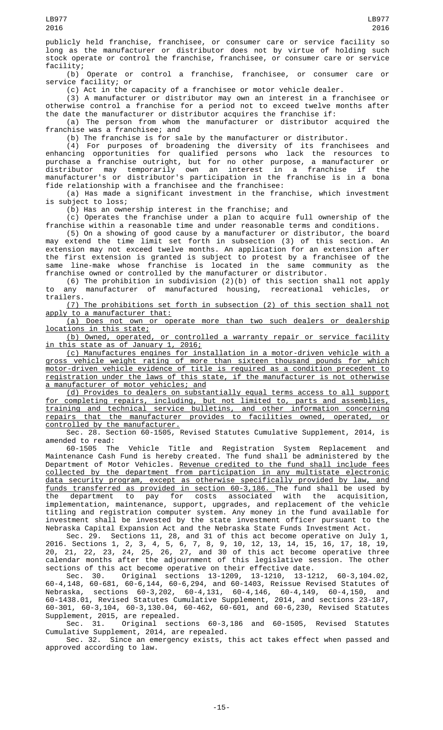publicly held franchise, franchisee, or consumer care or service facility so long as the manufacturer or distributor does not by virtue of holding such stock operate or control the franchise, franchisee, or consumer care or service facility;

(b) Operate or control a franchise, franchisee, or consumer care or service facility; or

(c) Act in the capacity of a franchisee or motor vehicle dealer.

(3) A manufacturer or distributor may own an interest in a franchisee or otherwise control a franchise for a period not to exceed twelve months after the date the manufacturer or distributor acquires the franchise if:

(a) The person from whom the manufacturer or distributor acquired the franchise was a franchisee; and

(b) The franchise is for sale by the manufacturer or distributor.

(4) For purposes of broadening the diversity of its franchisees and enhancing opportunities for qualified persons who lack the resources to purchase a franchise outright, but for no other purpose, a manufacturer or distributor may temporarily own an interest in a franchise if the manufacturer's or distributor's participation in the franchise is in a bona fide relationship with a franchisee and the franchisee:

(a) Has made a significant investment in the franchise, which investment is subject to loss;

(b) Has an ownership interest in the franchise; and

(c) Operates the franchise under a plan to acquire full ownership of the franchise within a reasonable time and under reasonable terms and conditions.

(5) On a showing of good cause by a manufacturer or distributor, the board may extend the time limit set forth in subsection (3) of this section. An extension may not exceed twelve months. An application for an extension after the first extension is granted is subject to protest by a franchisee of the same line-make whose franchise is located in the same community as the franchise owned or controlled by the manufacturer or distributor.

(6) The prohibition in subdivision (2)(b) of this section shall not apply to any manufacturer of manufactured housing, recreational vehicles, or trailers.

(7) The prohibitions set forth in subsection (2) of this section shall not apply to a manufacturer that:

(a) Does not own or operate more than two such dealers or dealership locations in this state;

(b) Owned, operated, or controlled a warranty repair or service facility in this state as of January 1, 2016;

(c) Manufactures engines for installation in a motor-driven vehicle with a gross vehicle weight rating of more than sixteen thousand pounds for which motor-driven vehicle evidence of title is required as a condition precedent to registration under the laws of this state, if the manufacturer is not otherwise a manufacturer of motor vehicles; and

(d) Provides to dealers on substantially equal terms access to all support for completing repairs, including, but not limited to, parts and assemblies, training and technical service bulletins, and other information concerning repairs that the manufacturer provides to facilities owned, operated, or controlled by the manufacturer.

Sec. 28. Section 60-1505, Revised Statutes Cumulative Supplement, 2014, is amended to read:

60-1505 The Vehicle Title and Registration System Replacement and Maintenance Cash Fund is hereby created. The fund shall be administered by the Department of Motor Vehicles. Revenue credited to the fund shall include fees collected by the department from participation in any multistate electronic data security program, except as otherwise specifically provided by law, and funds transferred as provided in section 60-3,186. The fund shall be used by the department to pay for costs associated with the acquisition, implementation, maintenance, support, upgrades, and replacement of the vehicle titling and registration computer system. Any money in the fund available for investment shall be invested by the state investment officer pursuant to the Nebraska Capital Expansion Act and the Nebraska State Funds Investment Act.

Sec. 29. Sections 11, 28, and 31 of this act become operative on July 1, 2016. Sections 1, 2, 3, 4, 5, 6, 7, 8, 9, 10, 12, 13, 14, 15, 16, 17, 18, 19, 20, 21, 22, 23, 24, 25, 26, 27, and 30 of this act become operative three calendar months after the adjournment of this legislative session. The other sections of this act become operative on their effective date.

Sec. 30. Original sections 13-1209, 13-1210, 13-1212, 60-3,104.02, 60-4,148, 60-681, 60-6,144, 60-6,294, and 60-1403, Reissue Revised Statutes of Nebraska, sections 60-3,202, 60-4,131, 60-4,146, 60-4,149, 60-4,150, and 60-1438.01, Revised Statutes Cumulative Supplement, 2014, and sections 23-187, 60-301, 60-3,104, 60-3,130.04, 60-462, 60-601, and 60-6,230, Revised Statutes Supplement, 2015, are repealed.

Sec. 31. Original sections 60-3,186 and 60-1505, Revised Statutes Cumulative Supplement, 2014, are repealed.

Sec. 32. Since an emergency exists, this act takes effect when passed and approved according to law.